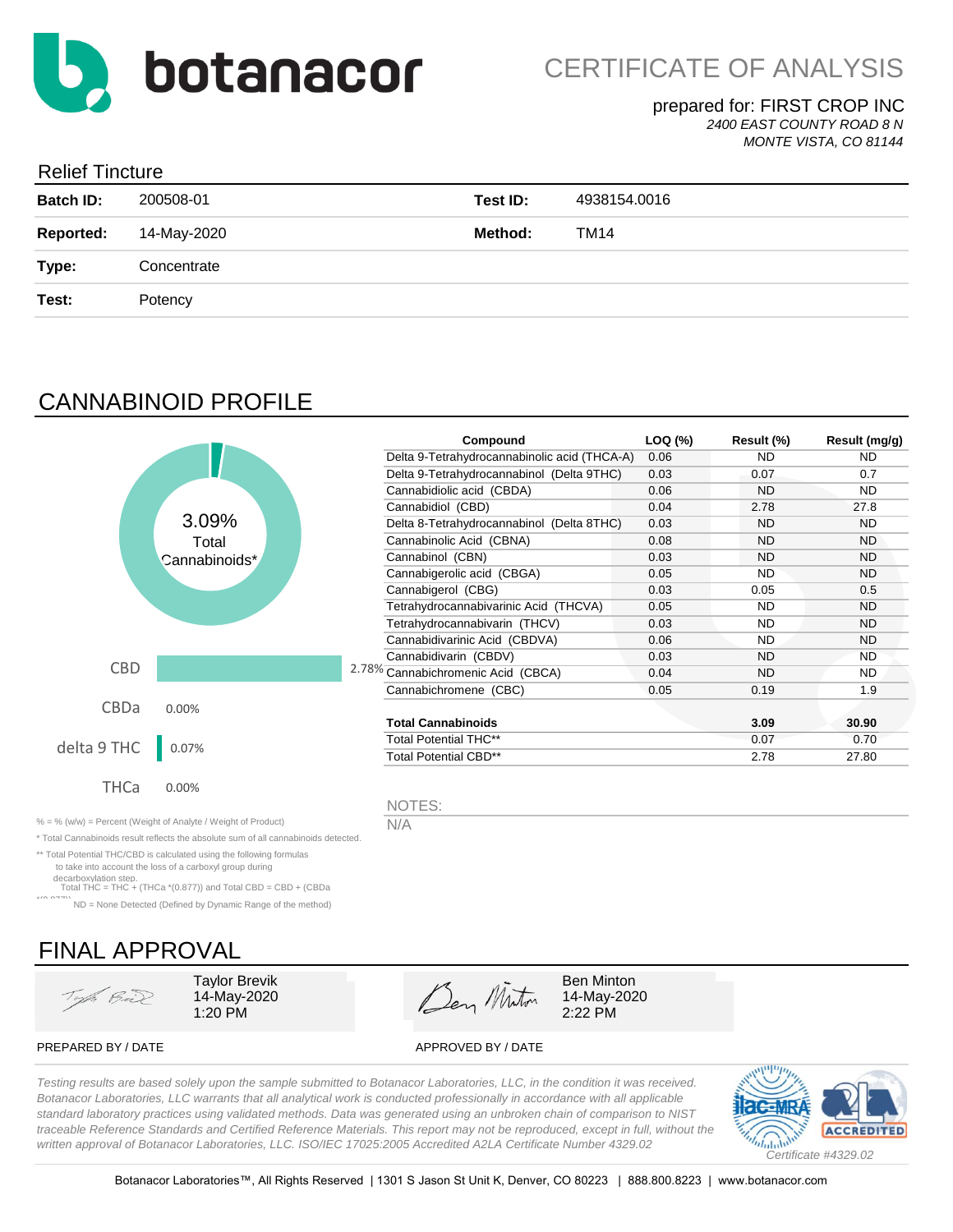botanacor

# CERTIFICATE OF ANALYSIS

prepared for: FIRST CROP INC
*2400 EAST COUNTY ROAD 8 N*
*MONTE VISTA, CO 81144*

## Relief Tincture

| | | | |
|---|---|---|---|
| **Batch ID:** | 200508-01 | **Test ID:** | 4938154.0016 |
| **Reported:** | 14-May-2020 | **Method:** | TM14 |
| **Type:** | Concentrate | | |
| **Test:** | Potency | | |

## CANNABINOID PROFILE

3.09% Total Cannabinoids*

| | |
|---|---|
| CBD | 2.78% |
| CBDa | 0.00% |
| delta 9 THC | 0.07% |
| THCa | 0.00% |

| Compound | LOQ (%) | Result (%) | Result (mg/g) |
|---|---|---|---|
| Delta 9-Tetrahydrocannabinolic acid (THCA-A) | 0.06 | ND | ND |
| Delta 9-Tetrahydrocannabinol (Delta 9THC) | 0.03 | 0.07 | 0.7 |
| Cannabidiolic acid (CBDA) | 0.06 | ND | ND |
| Cannabidiol (CBD) | 0.04 | 2.78 | 27.8 |
| Delta 8-Tetrahydrocannabinol (Delta 8THC) | 0.03 | ND | ND |
| Cannabinolic Acid (CBNA) | 0.08 | ND | ND |
| Cannabinol (CBN) | 0.03 | ND | ND |
| Cannabigerolic acid (CBGA) | 0.05 | ND | ND |
| Cannabigerol (CBG) | 0.03 | 0.05 | 0.5 |
| Tetrahydrocannabivarinic Acid (THCVA) | 0.05 | ND | ND |
| Tetrahydrocannabivarin (THCV) | 0.03 | ND | ND |
| Cannabidivarinic Acid (CBDVA) | 0.06 | ND | ND |
| Cannabidivarin (CBDV) | 0.03 | ND | ND |
| Cannabichromenic Acid (CBCA) | 0.04 | ND | ND |
| Cannabichromene (CBC) | 0.05 | 0.19 | 1.9 |
| **Total Cannabinoids** | | **3.09** | **30.90** |
| Total Potential THC** | | 0.07 | 0.70 |
| Total Potential CBD** | | 2.78 | 27.80 |

NOTES:
N/A

% = % (w/w) = Percent (Weight of Analyte / Weight of Product)

* Total Cannabinoids result reflects the absolute sum of all cannabinoids detected.

** Total Potential THC/CBD is calculated using the following formulas to take into account the loss of a carboxyl group during decarboxylation step.
Total THC = THC + (THCa *(0.877)) and Total CBD = CBD + (CBDa *(0.877))

ND = None Detected (Defined by Dynamic Range of the method)

## FINAL APPROVAL

| PREPARED BY / DATE | APPROVED BY / DATE |
|---|---|
| Taylor Brevik, 14-May-2020, 1:20 PM | Ben Minton, 14-May-2020, 2:22 PM |

*Testing results are based solely upon the sample submitted to Botanacor Laboratories, LLC, in the condition it was received. Botanacor Laboratories, LLC warrants that all analytical work is conducted professionally in accordance with all applicable standard laboratory practices using validated methods. Data was generated using an unbroken chain of comparison to NIST traceable Reference Standards and Certified Reference Materials. This report may not be reproduced, except in full, without the written approval of Botanacor Laboratories, LLC. ISO/IEC 17025:2005 Accredited A2LA Certificate Number 4329.02*

*Certificate #4329.02*

Botanacor Laboratories™, All Rights Reserved | 1301 S Jason St Unit K, Denver, CO 80223 | 888.800.8223 | www.botanacor.com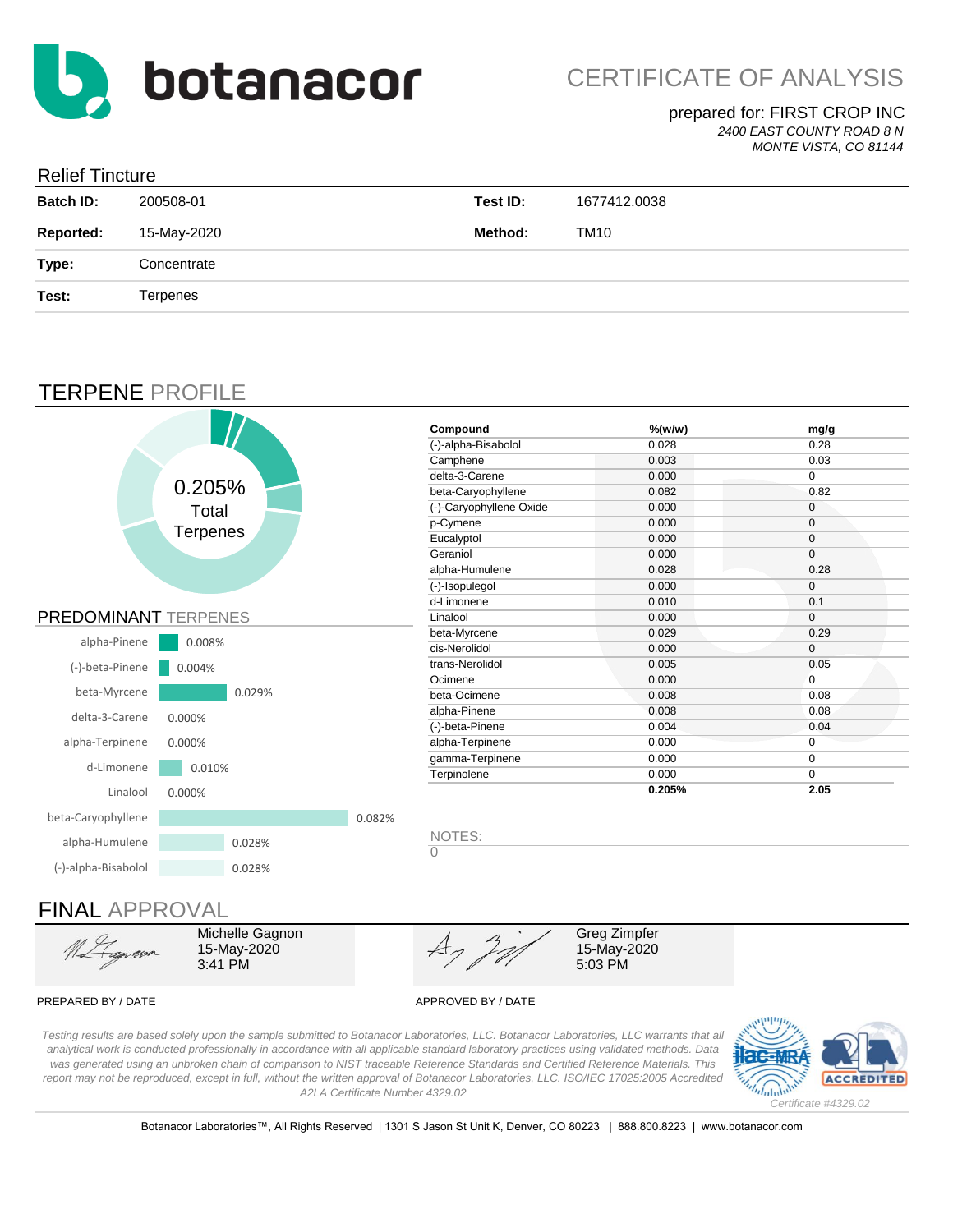# botanacor

## CERTIFICATE OF ANALYSIS

prepared for: FIRST CROP INC

*2400 EAST COUNTY ROAD 8 N*
*MONTE VISTA, CO 81144*

## Relief Tincture

| | | | |
|---|---|---|---|
| **Batch ID:** | 200508-01 | **Test ID:** | 1677412.0038 |
| **Reported:** | 15-May-2020 | **Method:** | TM10 |
| **Type:** | Concentrate | | |
| **Test:** | Terpenes | | |

## TERPENE PROFILE

0.205% Total Terpenes

| Compound | %(w/w) | mg/g |
|---|---|---|
| (-)-alpha-Bisabolol | 0.028 | 0.28 |
| Camphene | 0.003 | 0.03 |
| delta-3-Carene | 0.000 | 0 |
| beta-Caryophyllene | 0.082 | 0.82 |
| (-)-Caryophyllene Oxide | 0.000 | 0 |
| p-Cymene | 0.000 | 0 |
| Eucalyptol | 0.000 | 0 |
| Geraniol | 0.000 | 0 |
| alpha-Humulene | 0.028 | 0.28 |
| (-)-Isopulegol | 0.000 | 0 |
| d-Limonene | 0.010 | 0.1 |
| Linalool | 0.000 | 0 |
| beta-Myrcene | 0.029 | 0.29 |
| cis-Nerolidol | 0.000 | 0 |
| trans-Nerolidol | 0.005 | 0.05 |
| Ocimene | 0.000 | 0 |
| beta-Ocimene | 0.008 | 0.08 |
| alpha-Pinene | 0.008 | 0.08 |
| (-)-beta-Pinene | 0.004 | 0.04 |
| alpha-Terpinene | 0.000 | 0 |
| gamma-Terpinene | 0.000 | 0 |
| Terpinolene | 0.000 | 0 |
| | **0.205%** | **2.05** |

### PREDOMINANT TERPENES

| Terpene | % |
|---|---|
| alpha-Pinene | 0.008% |
| (-)-beta-Pinene | 0.004% |
| beta-Myrcene | 0.029% |
| delta-3-Carene | 0.000% |
| alpha-Terpinene | 0.000% |
| d-Limonene | 0.010% |
| Linalool | 0.000% |
| beta-Caryophyllene | 0.082% |
| alpha-Humulene | 0.028% |
| (-)-alpha-Bisabolol | 0.028% |

NOTES:

0

## FINAL APPROVAL

Michelle Gagnon
15-May-2020
3:41 PM

PREPARED BY / DATE

Greg Zimpfer
15-May-2020
5:03 PM

APPROVED BY / DATE

*Testing results are based solely upon the sample submitted to Botanacor Laboratories, LLC. Botanacor Laboratories, LLC warrants that all analytical work is conducted professionally in accordance with all applicable standard laboratory practices using validated methods. Data was generated using an unbroken chain of comparison to NIST traceable Reference Standards and Certified Reference Materials. This report may not be reproduced, except in full, without the written approval of Botanacor Laboratories, LLC. ISO/IEC 17025:2005 Accredited A2LA Certificate Number 4329.02*

ilac-MRA | A2LA ACCREDITED

*Certificate #4329.02*

Botanacor Laboratories™, All Rights Reserved | 1301 S Jason St Unit K, Denver, CO 80223 | 888.800.8223 | www.botanacor.com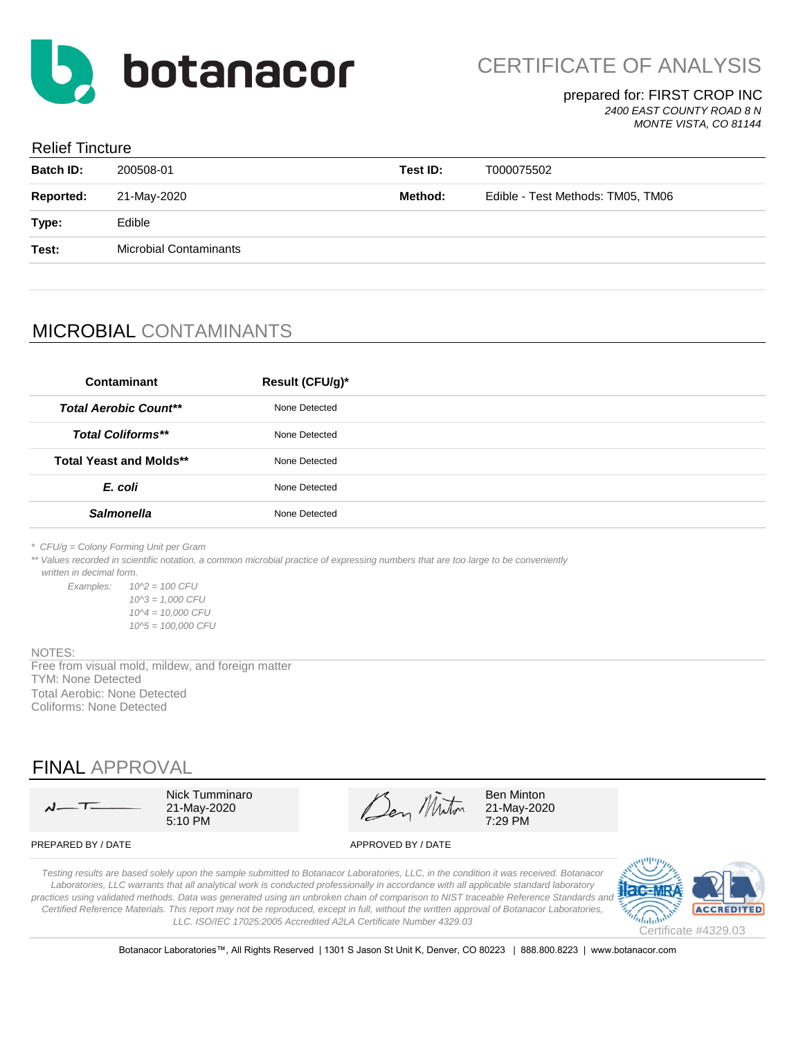botanacor

# CERTIFICATE OF ANALYSIS

prepared for: FIRST CROP INC
*2400 EAST COUNTY ROAD 8 N*
*MONTE VISTA, CO 81144*

## Relief Tincture

| | | | |
|---|---|---|---|
| **Batch ID:** | 200508-01 | **Test ID:** | T000075502 |
| **Reported:** | 21-May-2020 | **Method:** | Edible - Test Methods: TM05, TM06 |
| **Type:** | Edible | | |
| **Test:** | Microbial Contaminants | | |

## MICROBIAL CONTAMINANTS

| Contaminant | Result (CFU/g)* |
|---|---|
| ***Total Aerobic Count**** | None Detected |
| ***Total Coliforms**** | None Detected |
| **Total Yeast and Molds**** | None Detected |
| ***E. coli*** | None Detected |
| ***Salmonella*** | None Detected |

*\* CFU/g = Colony Forming Unit per Gram*

*\*\* Values recorded in scientific notation, a common microbial practice of expressing numbers that are too large to be conveniently written in decimal form.*

*Examples:*
*10^2 = 100 CFU*
*10^3 = 1,000 CFU*
*10^4 = 10,000 CFU*
*10^5 = 100,000 CFU*

NOTES:
Free from visual mold, mildew, and foreign matter
TYM: None Detected
Total Aerobic: None Detected
Coliforms: None Detected

## FINAL APPROVAL

| PREPARED BY / DATE | APPROVED BY / DATE |
|---|---|
| Nick Tumminaro<br>21-May-2020<br>5:10 PM | Ben Minton<br>21-May-2020<br>7:29 PM |

*Testing results are based solely upon the sample submitted to Botanacor Laboratories, LLC, in the condition it was received. Botanacor Laboratories, LLC warrants that all analytical work is conducted professionally in accordance with all applicable standard laboratory practices using validated methods. Data was generated using an unbroken chain of comparison to NIST traceable Reference Standards and Certified Reference Materials. This report may not be reproduced, except in full, without the written approval of Botanacor Laboratories, LLC. ISO/IEC 17025:2005 Accredited A2LA Certificate Number 4329.03*

ilac-MRA A2LA ACCREDITED
Certificate #4329.03

Botanacor Laboratories™, All Rights Reserved | 1301 S Jason St Unit K, Denver, CO 80223 | 888.800.8223 | www.botanacor.com